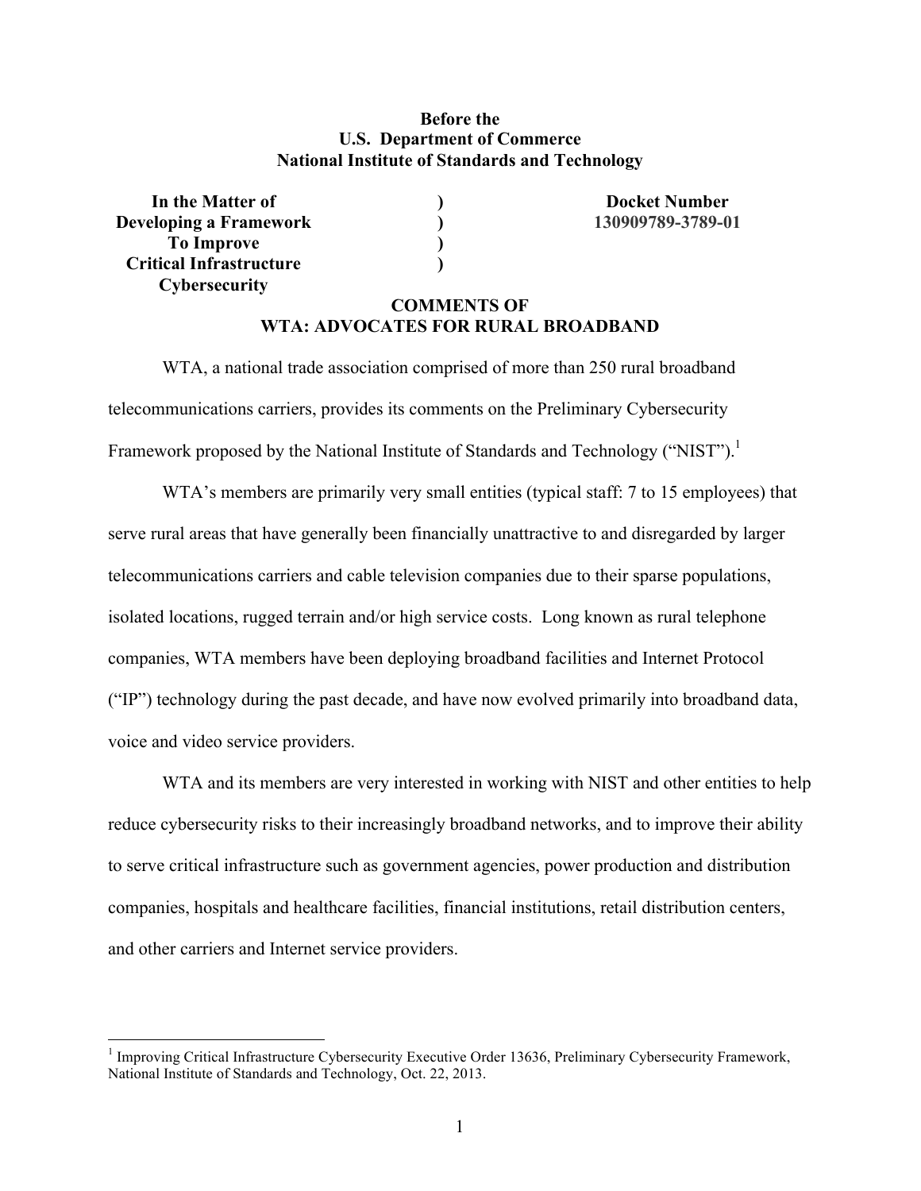**Before the**
**U.S. Department of Commerce**
**National Institute of Standards and Technology**

| | | |
|---|---|---|
| **In the Matter of Developing a Framework To Improve Critical Infrastructure Cybersecurity** | **)<br>)<br>)<br>)** | **Docket Number 130909789-3789-01** |

**COMMENTS OF**
**WTA: ADVOCATES FOR RURAL BROADBAND**

WTA, a national trade association comprised of more than 250 rural broadband telecommunications carriers, provides its comments on the Preliminary Cybersecurity Framework proposed by the National Institute of Standards and Technology ("NIST").[1]

WTA's members are primarily very small entities (typical staff: 7 to 15 employees) that serve rural areas that have generally been financially unattractive to and disregarded by larger telecommunications carriers and cable television companies due to their sparse populations, isolated locations, rugged terrain and/or high service costs. Long known as rural telephone companies, WTA members have been deploying broadband facilities and Internet Protocol ("IP") technology during the past decade, and have now evolved primarily into broadband data, voice and video service providers.

WTA and its members are very interested in working with NIST and other entities to help reduce cybersecurity risks to their increasingly broadband networks, and to improve their ability to serve critical infrastructure such as government agencies, power production and distribution companies, hospitals and healthcare facilities, financial institutions, retail distribution centers, and other carriers and Internet service providers.

[1] Improving Critical Infrastructure Cybersecurity Executive Order 13636, Preliminary Cybersecurity Framework, National Institute of Standards and Technology, Oct. 22, 2013.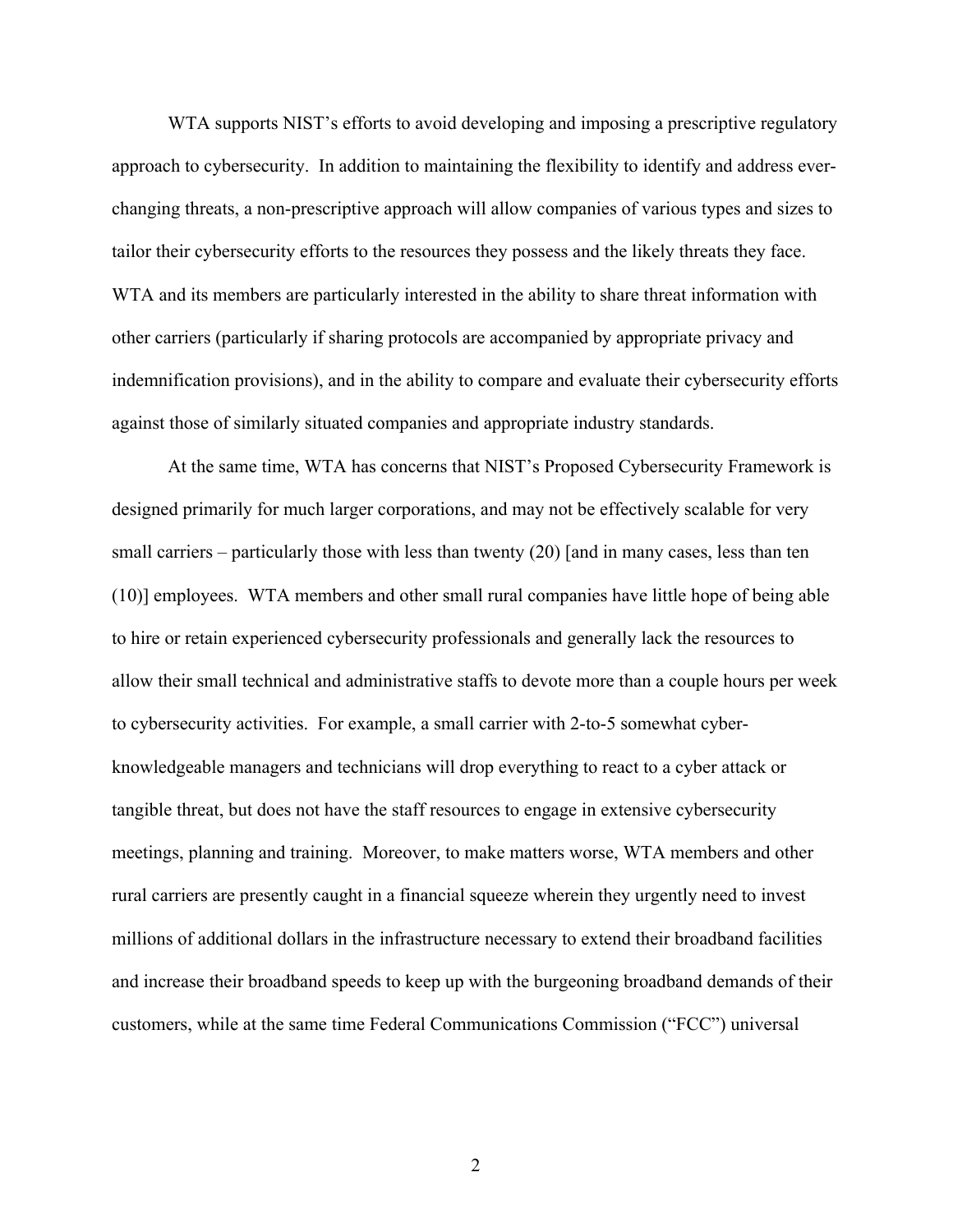WTA supports NIST's efforts to avoid developing and imposing a prescriptive regulatory approach to cybersecurity. In addition to maintaining the flexibility to identify and address ever-changing threats, a non-prescriptive approach will allow companies of various types and sizes to tailor their cybersecurity efforts to the resources they possess and the likely threats they face. WTA and its members are particularly interested in the ability to share threat information with other carriers (particularly if sharing protocols are accompanied by appropriate privacy and indemnification provisions), and in the ability to compare and evaluate their cybersecurity efforts against those of similarly situated companies and appropriate industry standards.

At the same time, WTA has concerns that NIST's Proposed Cybersecurity Framework is designed primarily for much larger corporations, and may not be effectively scalable for very small carriers – particularly those with less than twenty (20) [and in many cases, less than ten (10)] employees. WTA members and other small rural companies have little hope of being able to hire or retain experienced cybersecurity professionals and generally lack the resources to allow their small technical and administrative staffs to devote more than a couple hours per week to cybersecurity activities. For example, a small carrier with 2-to-5 somewhat cyber-knowledgeable managers and technicians will drop everything to react to a cyber attack or tangible threat, but does not have the staff resources to engage in extensive cybersecurity meetings, planning and training. Moreover, to make matters worse, WTA members and other rural carriers are presently caught in a financial squeeze wherein they urgently need to invest millions of additional dollars in the infrastructure necessary to extend their broadband facilities and increase their broadband speeds to keep up with the burgeoning broadband demands of their customers, while at the same time Federal Communications Commission ("FCC") universal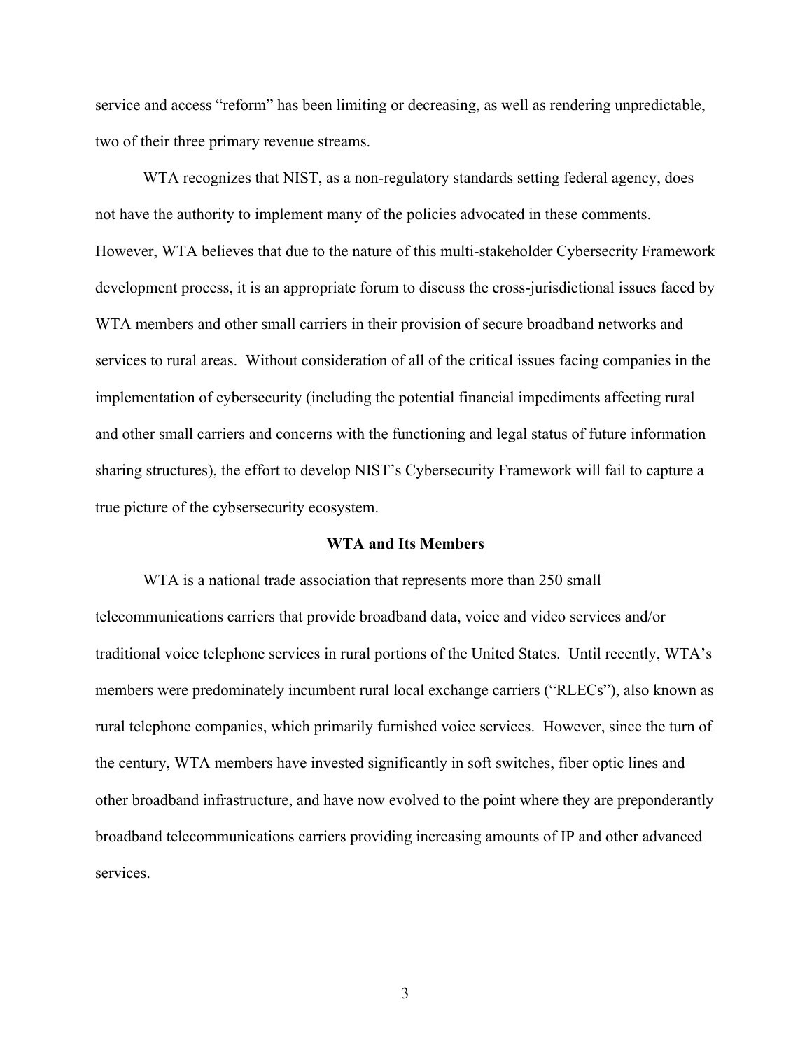service and access "reform" has been limiting or decreasing, as well as rendering unpredictable, two of their three primary revenue streams.

WTA recognizes that NIST, as a non-regulatory standards setting federal agency, does not have the authority to implement many of the policies advocated in these comments. However, WTA believes that due to the nature of this multi-stakeholder Cybersecrity Framework development process, it is an appropriate forum to discuss the cross-jurisdictional issues faced by WTA members and other small carriers in their provision of secure broadband networks and services to rural areas. Without consideration of all of the critical issues facing companies in the implementation of cybersecurity (including the potential financial impediments affecting rural and other small carriers and concerns with the functioning and legal status of future information sharing structures), the effort to develop NIST's Cybersecurity Framework will fail to capture a true picture of the cybsersecurity ecosystem.

## WTA and Its Members

WTA is a national trade association that represents more than 250 small telecommunications carriers that provide broadband data, voice and video services and/or traditional voice telephone services in rural portions of the United States. Until recently, WTA's members were predominately incumbent rural local exchange carriers ("RLECs"), also known as rural telephone companies, which primarily furnished voice services. However, since the turn of the century, WTA members have invested significantly in soft switches, fiber optic lines and other broadband infrastructure, and have now evolved to the point where they are preponderantly broadband telecommunications carriers providing increasing amounts of IP and other advanced services.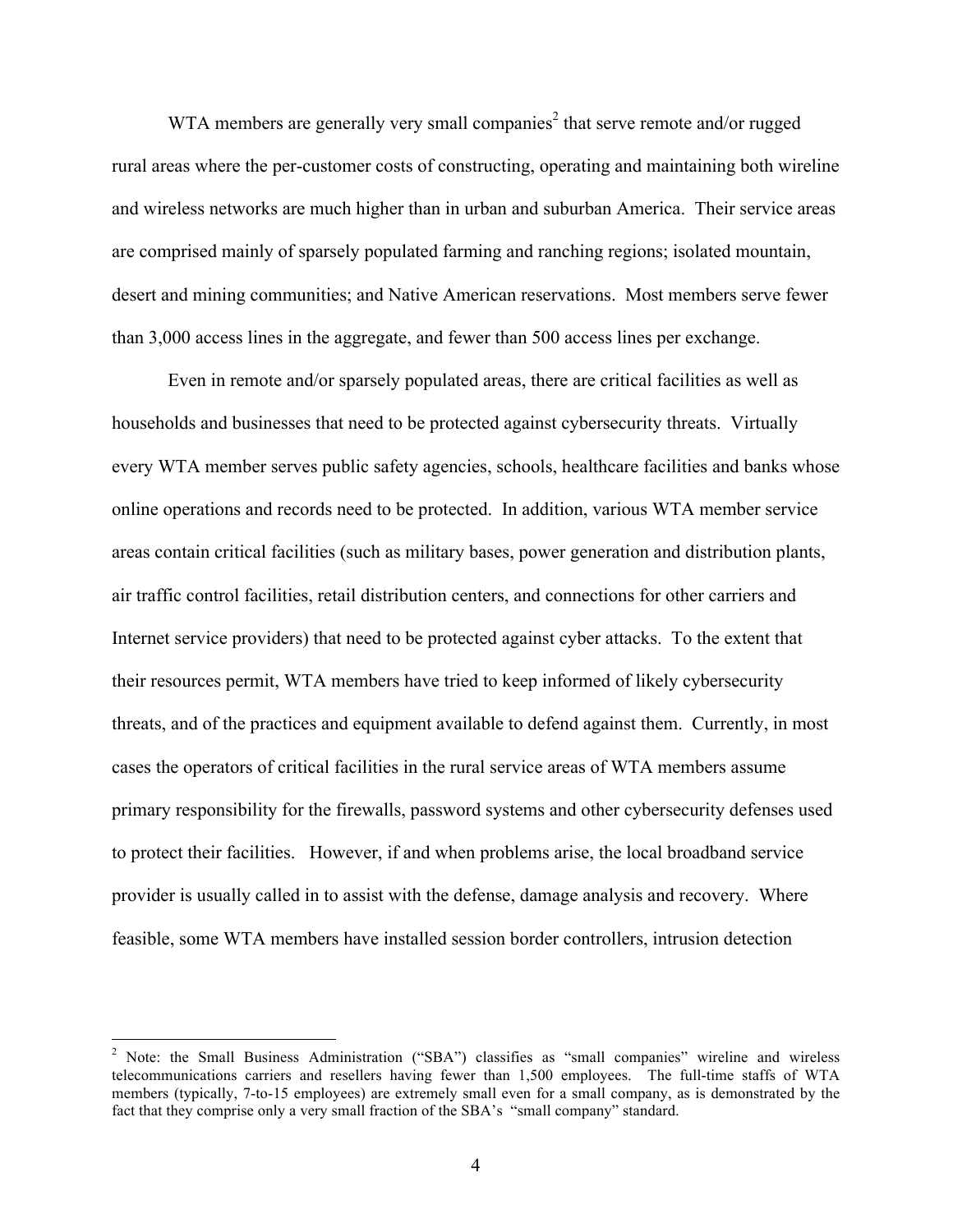WTA members are generally very small companies[2] that serve remote and/or rugged rural areas where the per-customer costs of constructing, operating and maintaining both wireline and wireless networks are much higher than in urban and suburban America. Their service areas are comprised mainly of sparsely populated farming and ranching regions; isolated mountain, desert and mining communities; and Native American reservations. Most members serve fewer than 3,000 access lines in the aggregate, and fewer than 500 access lines per exchange.

Even in remote and/or sparsely populated areas, there are critical facilities as well as households and businesses that need to be protected against cybersecurity threats. Virtually every WTA member serves public safety agencies, schools, healthcare facilities and banks whose online operations and records need to be protected. In addition, various WTA member service areas contain critical facilities (such as military bases, power generation and distribution plants, air traffic control facilities, retail distribution centers, and connections for other carriers and Internet service providers) that need to be protected against cyber attacks. To the extent that their resources permit, WTA members have tried to keep informed of likely cybersecurity threats, and of the practices and equipment available to defend against them. Currently, in most cases the operators of critical facilities in the rural service areas of WTA members assume primary responsibility for the firewalls, password systems and other cybersecurity defenses used to protect their facilities. However, if and when problems arise, the local broadband service provider is usually called in to assist with the defense, damage analysis and recovery. Where feasible, some WTA members have installed session border controllers, intrusion detection

---

[2] Note: the Small Business Administration ("SBA") classifies as "small companies" wireline and wireless telecommunications carriers and resellers having fewer than 1,500 employees. The full-time staffs of WTA members (typically, 7-to-15 employees) are extremely small even for a small company, as is demonstrated by the fact that they comprise only a very small fraction of the SBA's "small company" standard.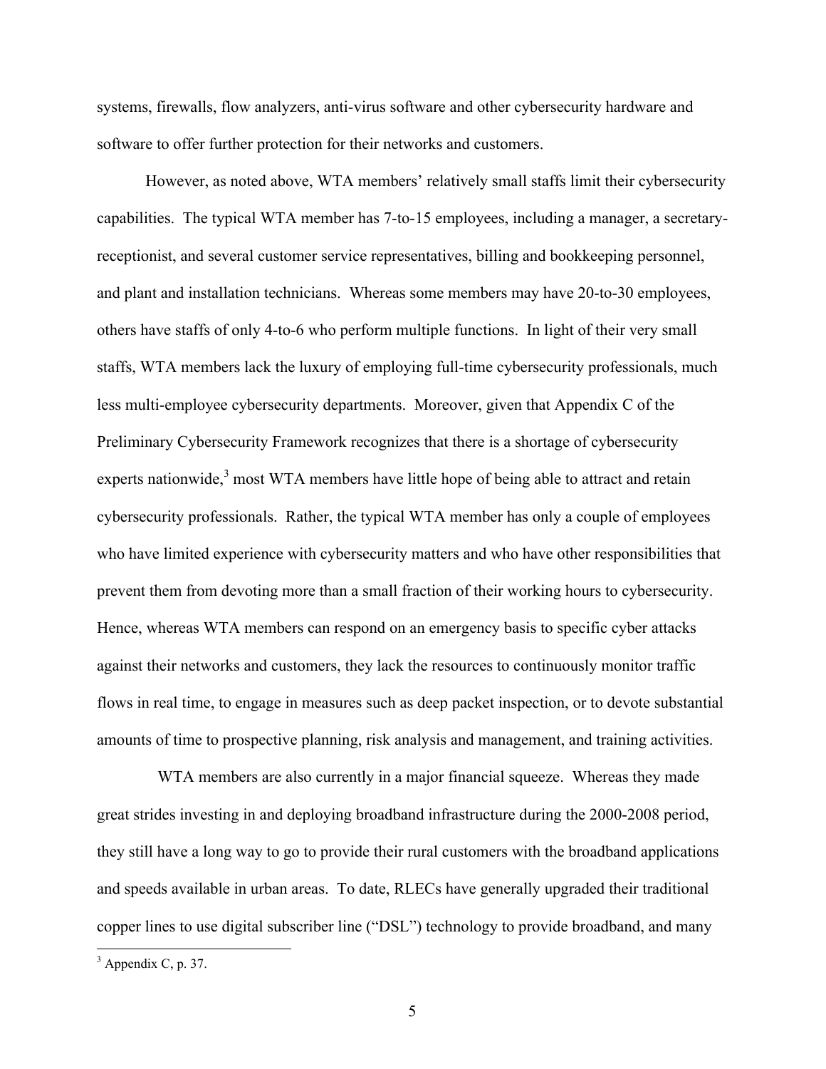systems, firewalls, flow analyzers, anti-virus software and other cybersecurity hardware and software to offer further protection for their networks and customers.

However, as noted above, WTA members' relatively small staffs limit their cybersecurity capabilities. The typical WTA member has 7-to-15 employees, including a manager, a secretary-receptionist, and several customer service representatives, billing and bookkeeping personnel, and plant and installation technicians. Whereas some members may have 20-to-30 employees, others have staffs of only 4-to-6 who perform multiple functions. In light of their very small staffs, WTA members lack the luxury of employing full-time cybersecurity professionals, much less multi-employee cybersecurity departments. Moreover, given that Appendix C of the Preliminary Cybersecurity Framework recognizes that there is a shortage of cybersecurity experts nationwide,[3] most WTA members have little hope of being able to attract and retain cybersecurity professionals. Rather, the typical WTA member has only a couple of employees who have limited experience with cybersecurity matters and who have other responsibilities that prevent them from devoting more than a small fraction of their working hours to cybersecurity. Hence, whereas WTA members can respond on an emergency basis to specific cyber attacks against their networks and customers, they lack the resources to continuously monitor traffic flows in real time, to engage in measures such as deep packet inspection, or to devote substantial amounts of time to prospective planning, risk analysis and management, and training activities.

WTA members are also currently in a major financial squeeze. Whereas they made great strides investing in and deploying broadband infrastructure during the 2000-2008 period, they still have a long way to go to provide their rural customers with the broadband applications and speeds available in urban areas. To date, RLECs have generally upgraded their traditional copper lines to use digital subscriber line ("DSL") technology to provide broadband, and many

[3] Appendix C, p. 37.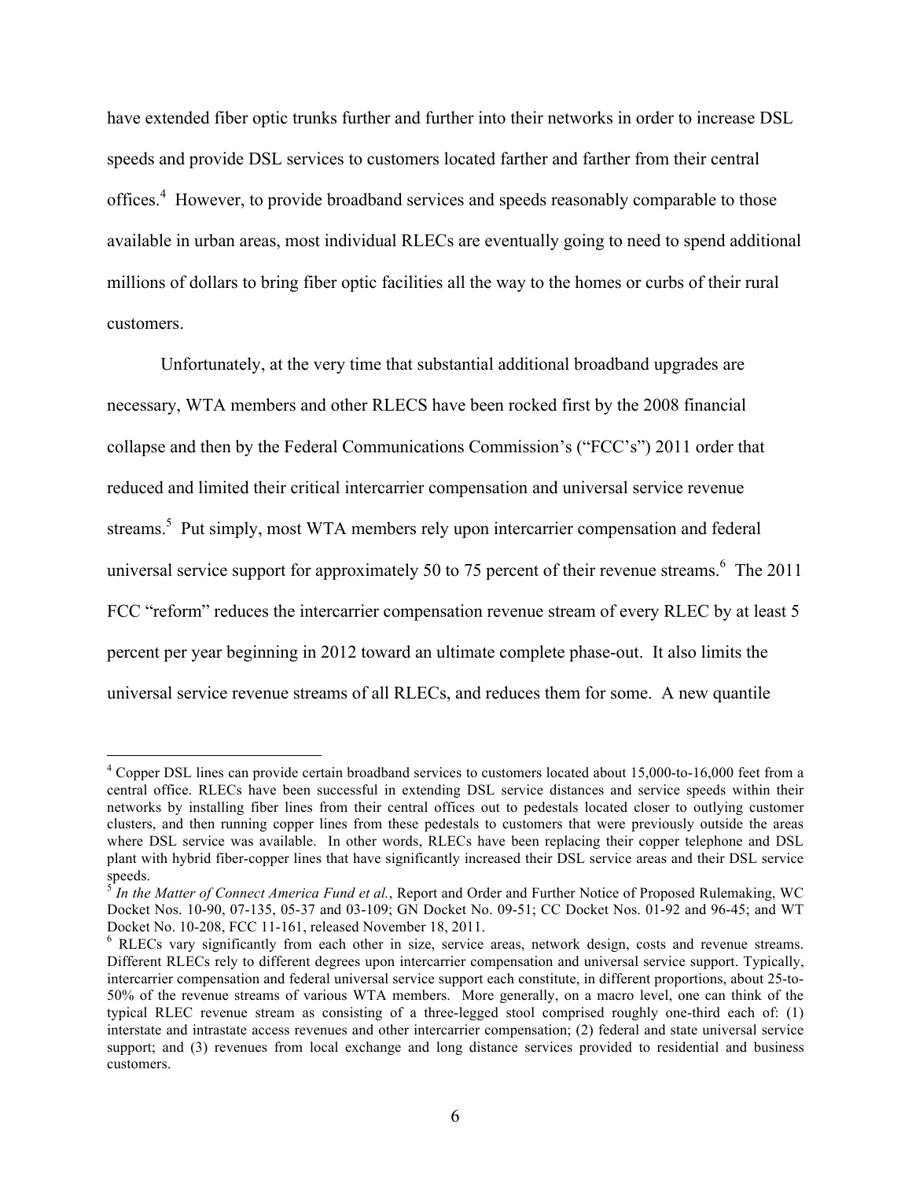have extended fiber optic trunks further and further into their networks in order to increase DSL speeds and provide DSL services to customers located farther and farther from their central offices.[4] However, to provide broadband services and speeds reasonably comparable to those available in urban areas, most individual RLECs are eventually going to need to spend additional millions of dollars to bring fiber optic facilities all the way to the homes or curbs of their rural customers.

Unfortunately, at the very time that substantial additional broadband upgrades are necessary, WTA members and other RLECS have been rocked first by the 2008 financial collapse and then by the Federal Communications Commission's ("FCC's") 2011 order that reduced and limited their critical intercarrier compensation and universal service revenue streams.[5] Put simply, most WTA members rely upon intercarrier compensation and federal universal service support for approximately 50 to 75 percent of their revenue streams.[6] The 2011 FCC "reform" reduces the intercarrier compensation revenue stream of every RLEC by at least 5 percent per year beginning in 2012 toward an ultimate complete phase-out. It also limits the universal service revenue streams of all RLECs, and reduces them for some. A new quantile

---

[4] Copper DSL lines can provide certain broadband services to customers located about 15,000-to-16,000 feet from a central office. RLECs have been successful in extending DSL service distances and service speeds within their networks by installing fiber lines from their central offices out to pedestals located closer to outlying customer clusters, and then running copper lines from these pedestals to customers that were previously outside the areas where DSL service was available. In other words, RLECs have been replacing their copper telephone and DSL plant with hybrid fiber-copper lines that have significantly increased their DSL service areas and their DSL service speeds.

[5] *In the Matter of Connect America Fund et al.*, Report and Order and Further Notice of Proposed Rulemaking, WC Docket Nos. 10-90, 07-135, 05-37 and 03-109; GN Docket No. 09-51; CC Docket Nos. 01-92 and 96-45; and WT Docket No. 10-208, FCC 11-161, released November 18, 2011.

[6] RLECs vary significantly from each other in size, service areas, network design, costs and revenue streams. Different RLECs rely to different degrees upon intercarrier compensation and universal service support. Typically, intercarrier compensation and federal universal service support each constitute, in different proportions, about 25-to-50% of the revenue streams of various WTA members. More generally, on a macro level, one can think of the typical RLEC revenue stream as consisting of a three-legged stool comprised roughly one-third each of: (1) interstate and intrastate access revenues and other intercarrier compensation; (2) federal and state universal service support; and (3) revenues from local exchange and long distance services provided to residential and business customers.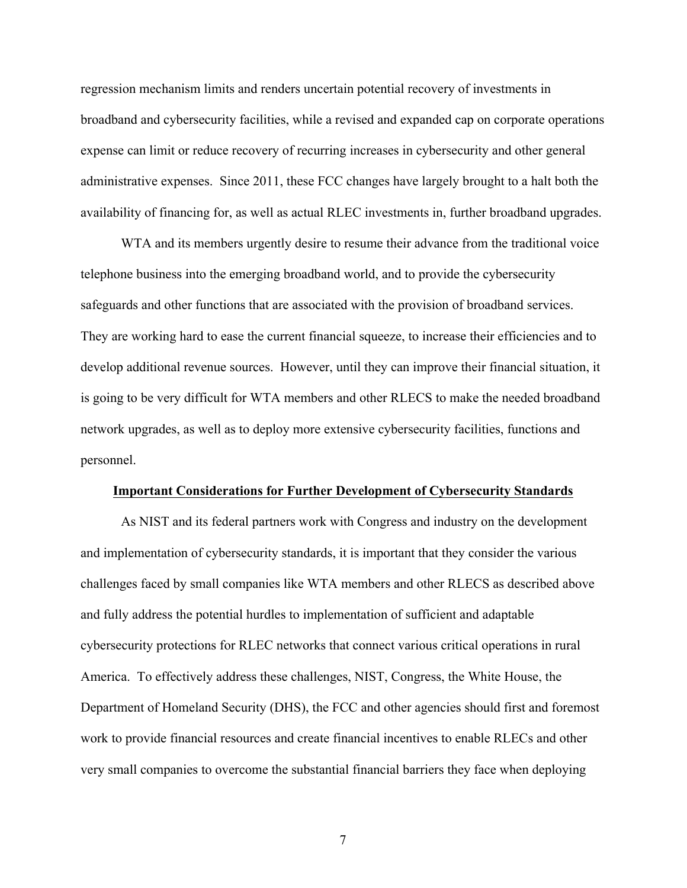regression mechanism limits and renders uncertain potential recovery of investments in broadband and cybersecurity facilities, while a revised and expanded cap on corporate operations expense can limit or reduce recovery of recurring increases in cybersecurity and other general administrative expenses. Since 2011, these FCC changes have largely brought to a halt both the availability of financing for, as well as actual RLEC investments in, further broadband upgrades.

WTA and its members urgently desire to resume their advance from the traditional voice telephone business into the emerging broadband world, and to provide the cybersecurity safeguards and other functions that are associated with the provision of broadband services. They are working hard to ease the current financial squeeze, to increase their efficiencies and to develop additional revenue sources. However, until they can improve their financial situation, it is going to be very difficult for WTA members and other RLECS to make the needed broadband network upgrades, as well as to deploy more extensive cybersecurity facilities, functions and personnel.

## Important Considerations for Further Development of Cybersecurity Standards

As NIST and its federal partners work with Congress and industry on the development and implementation of cybersecurity standards, it is important that they consider the various challenges faced by small companies like WTA members and other RLECS as described above and fully address the potential hurdles to implementation of sufficient and adaptable cybersecurity protections for RLEC networks that connect various critical operations in rural America. To effectively address these challenges, NIST, Congress, the White House, the Department of Homeland Security (DHS), the FCC and other agencies should first and foremost work to provide financial resources and create financial incentives to enable RLECs and other very small companies to overcome the substantial financial barriers they face when deploying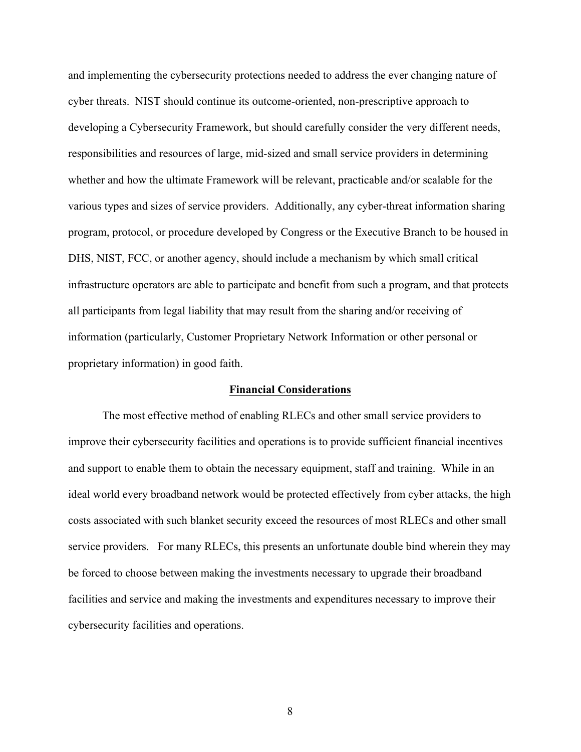and implementing the cybersecurity protections needed to address the ever changing nature of cyber threats. NIST should continue its outcome-oriented, non-prescriptive approach to developing a Cybersecurity Framework, but should carefully consider the very different needs, responsibilities and resources of large, mid-sized and small service providers in determining whether and how the ultimate Framework will be relevant, practicable and/or scalable for the various types and sizes of service providers. Additionally, any cyber-threat information sharing program, protocol, or procedure developed by Congress or the Executive Branch to be housed in DHS, NIST, FCC, or another agency, should include a mechanism by which small critical infrastructure operators are able to participate and benefit from such a program, and that protects all participants from legal liability that may result from the sharing and/or receiving of information (particularly, Customer Proprietary Network Information or other personal or proprietary information) in good faith.

## Financial Considerations

The most effective method of enabling RLECs and other small service providers to improve their cybersecurity facilities and operations is to provide sufficient financial incentives and support to enable them to obtain the necessary equipment, staff and training. While in an ideal world every broadband network would be protected effectively from cyber attacks, the high costs associated with such blanket security exceed the resources of most RLECs and other small service providers. For many RLECs, this presents an unfortunate double bind wherein they may be forced to choose between making the investments necessary to upgrade their broadband facilities and service and making the investments and expenditures necessary to improve their cybersecurity facilities and operations.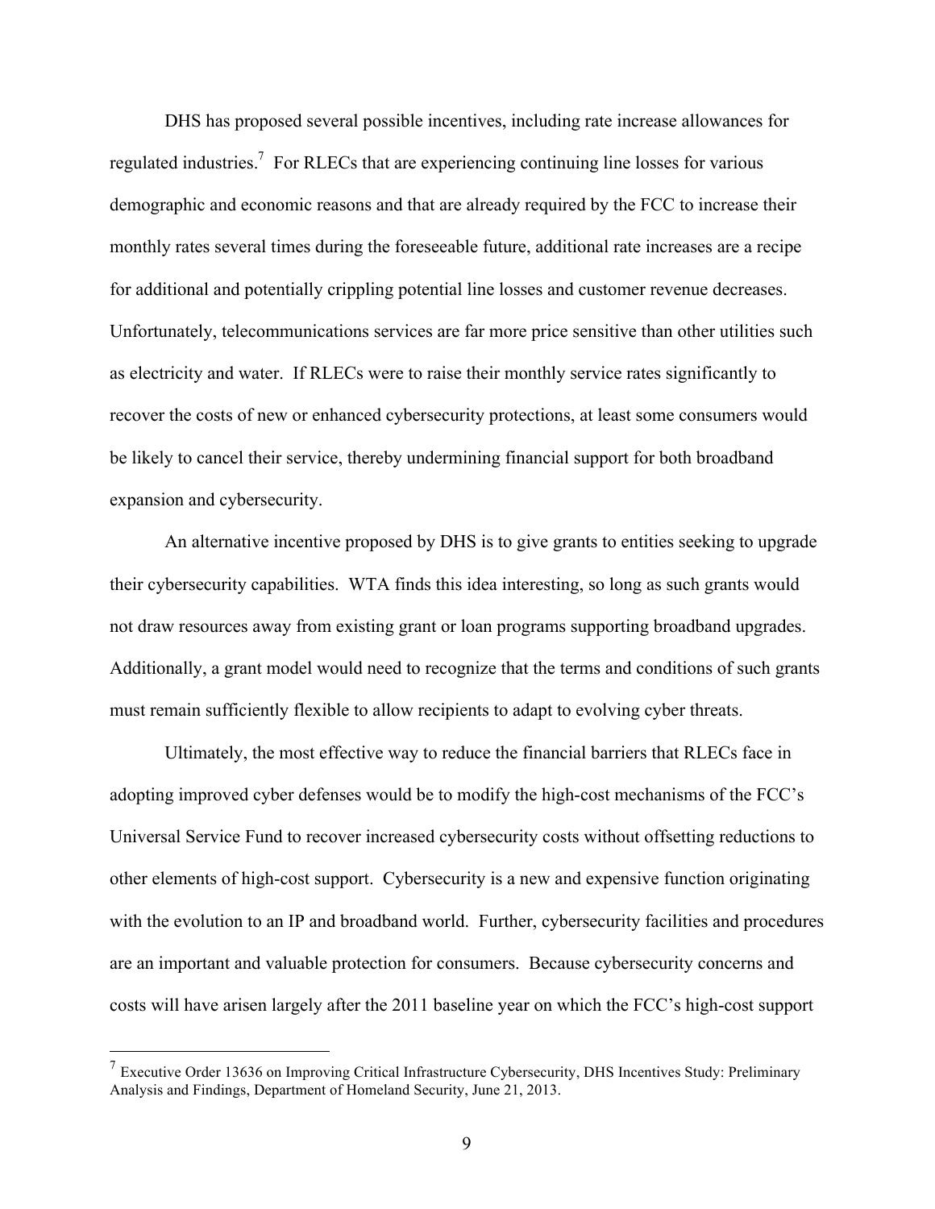DHS has proposed several possible incentives, including rate increase allowances for regulated industries.[7] For RLECs that are experiencing continuing line losses for various demographic and economic reasons and that are already required by the FCC to increase their monthly rates several times during the foreseeable future, additional rate increases are a recipe for additional and potentially crippling potential line losses and customer revenue decreases. Unfortunately, telecommunications services are far more price sensitive than other utilities such as electricity and water. If RLECs were to raise their monthly service rates significantly to recover the costs of new or enhanced cybersecurity protections, at least some consumers would be likely to cancel their service, thereby undermining financial support for both broadband expansion and cybersecurity.

An alternative incentive proposed by DHS is to give grants to entities seeking to upgrade their cybersecurity capabilities. WTA finds this idea interesting, so long as such grants would not draw resources away from existing grant or loan programs supporting broadband upgrades. Additionally, a grant model would need to recognize that the terms and conditions of such grants must remain sufficiently flexible to allow recipients to adapt to evolving cyber threats.

Ultimately, the most effective way to reduce the financial barriers that RLECs face in adopting improved cyber defenses would be to modify the high-cost mechanisms of the FCC's Universal Service Fund to recover increased cybersecurity costs without offsetting reductions to other elements of high-cost support. Cybersecurity is a new and expensive function originating with the evolution to an IP and broadband world. Further, cybersecurity facilities and procedures are an important and valuable protection for consumers. Because cybersecurity concerns and costs will have arisen largely after the 2011 baseline year on which the FCC's high-cost support

---

[7] Executive Order 13636 on Improving Critical Infrastructure Cybersecurity, DHS Incentives Study: Preliminary Analysis and Findings, Department of Homeland Security, June 21, 2013.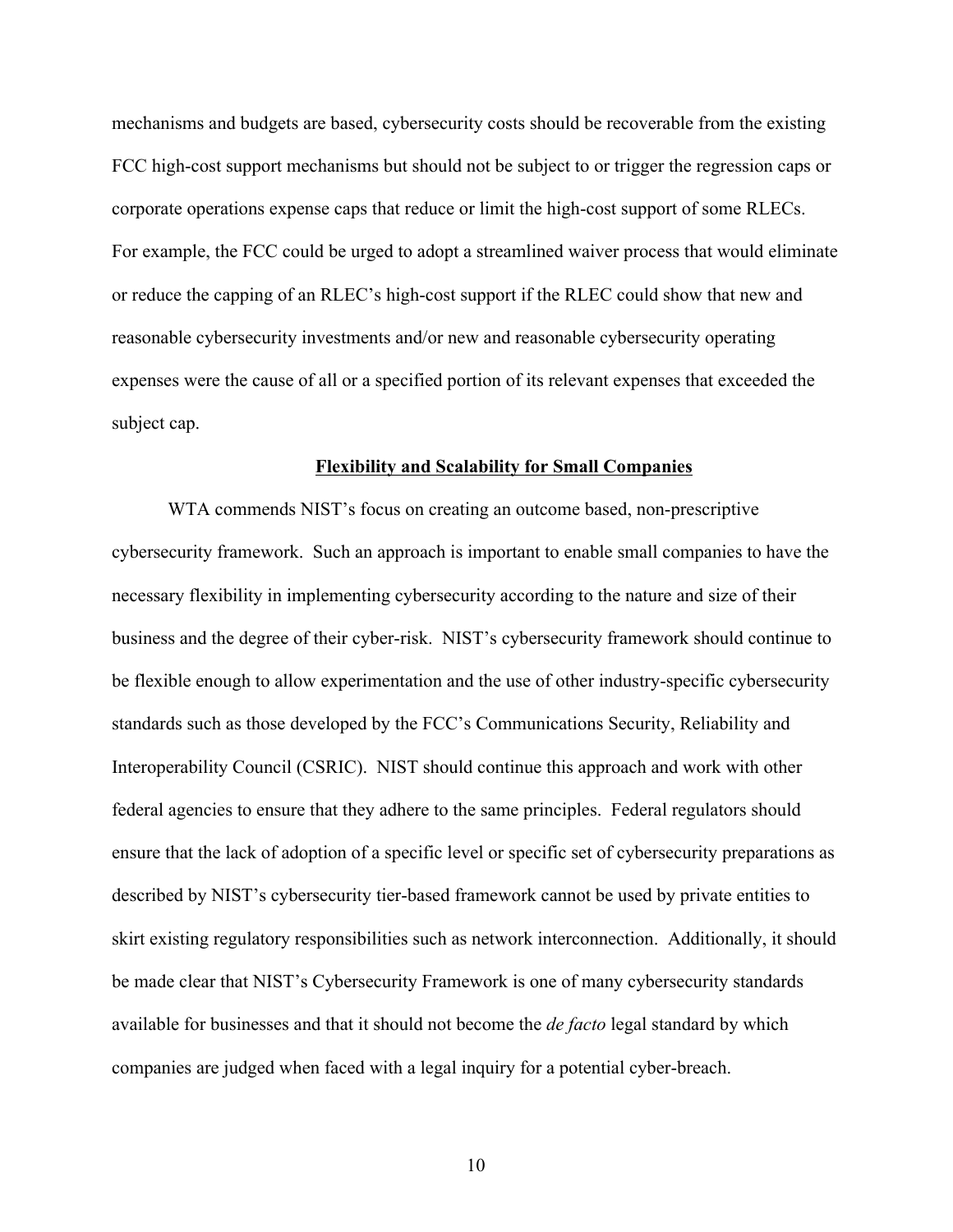mechanisms and budgets are based, cybersecurity costs should be recoverable from the existing FCC high-cost support mechanisms but should not be subject to or trigger the regression caps or corporate operations expense caps that reduce or limit the high-cost support of some RLECs. For example, the FCC could be urged to adopt a streamlined waiver process that would eliminate or reduce the capping of an RLEC's high-cost support if the RLEC could show that new and reasonable cybersecurity investments and/or new and reasonable cybersecurity operating expenses were the cause of all or a specified portion of its relevant expenses that exceeded the subject cap.

## Flexibility and Scalability for Small Companies

WTA commends NIST's focus on creating an outcome based, non-prescriptive cybersecurity framework. Such an approach is important to enable small companies to have the necessary flexibility in implementing cybersecurity according to the nature and size of their business and the degree of their cyber-risk. NIST's cybersecurity framework should continue to be flexible enough to allow experimentation and the use of other industry-specific cybersecurity standards such as those developed by the FCC's Communications Security, Reliability and Interoperability Council (CSRIC). NIST should continue this approach and work with other federal agencies to ensure that they adhere to the same principles. Federal regulators should ensure that the lack of adoption of a specific level or specific set of cybersecurity preparations as described by NIST's cybersecurity tier-based framework cannot be used by private entities to skirt existing regulatory responsibilities such as network interconnection. Additionally, it should be made clear that NIST's Cybersecurity Framework is one of many cybersecurity standards available for businesses and that it should not become the *de facto* legal standard by which companies are judged when faced with a legal inquiry for a potential cyber-breach.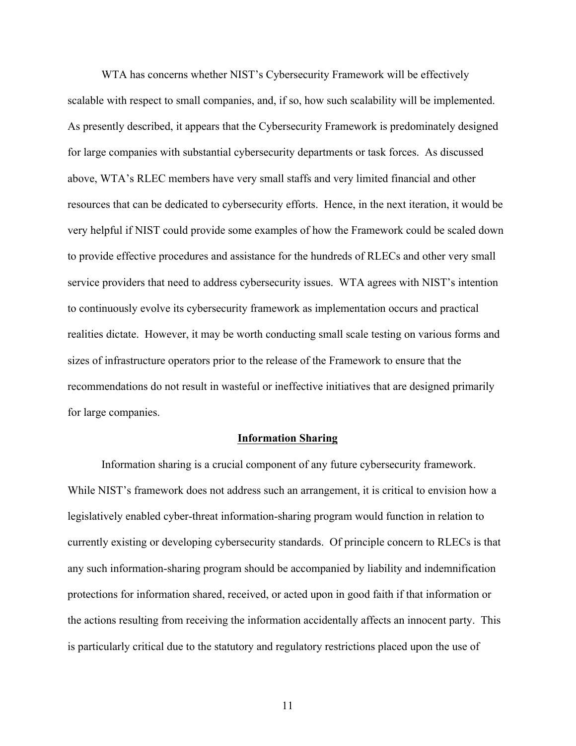WTA has concerns whether NIST's Cybersecurity Framework will be effectively scalable with respect to small companies, and, if so, how such scalability will be implemented. As presently described, it appears that the Cybersecurity Framework is predominately designed for large companies with substantial cybersecurity departments or task forces. As discussed above, WTA's RLEC members have very small staffs and very limited financial and other resources that can be dedicated to cybersecurity efforts. Hence, in the next iteration, it would be very helpful if NIST could provide some examples of how the Framework could be scaled down to provide effective procedures and assistance for the hundreds of RLECs and other very small service providers that need to address cybersecurity issues. WTA agrees with NIST's intention to continuously evolve its cybersecurity framework as implementation occurs and practical realities dictate. However, it may be worth conducting small scale testing on various forms and sizes of infrastructure operators prior to the release of the Framework to ensure that the recommendations do not result in wasteful or ineffective initiatives that are designed primarily for large companies.

## Information Sharing

Information sharing is a crucial component of any future cybersecurity framework. While NIST's framework does not address such an arrangement, it is critical to envision how a legislatively enabled cyber-threat information-sharing program would function in relation to currently existing or developing cybersecurity standards. Of principle concern to RLECs is that any such information-sharing program should be accompanied by liability and indemnification protections for information shared, received, or acted upon in good faith if that information or the actions resulting from receiving the information accidentally affects an innocent party. This is particularly critical due to the statutory and regulatory restrictions placed upon the use of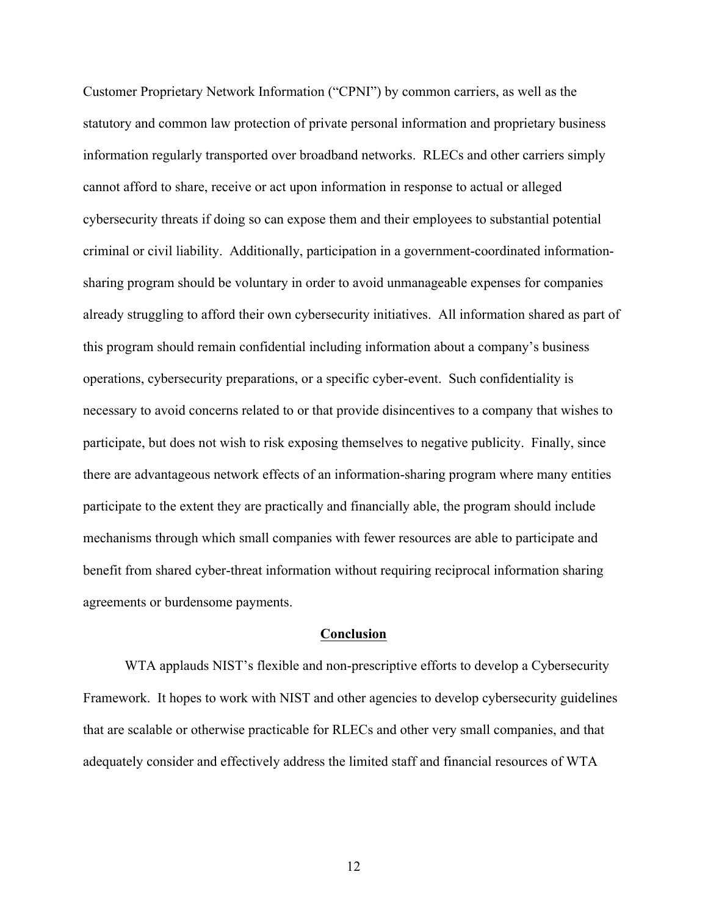Customer Proprietary Network Information ("CPNI") by common carriers, as well as the statutory and common law protection of private personal information and proprietary business information regularly transported over broadband networks. RLECs and other carriers simply cannot afford to share, receive or act upon information in response to actual or alleged cybersecurity threats if doing so can expose them and their employees to substantial potential criminal or civil liability. Additionally, participation in a government-coordinated information-sharing program should be voluntary in order to avoid unmanageable expenses for companies already struggling to afford their own cybersecurity initiatives. All information shared as part of this program should remain confidential including information about a company's business operations, cybersecurity preparations, or a specific cyber-event. Such confidentiality is necessary to avoid concerns related to or that provide disincentives to a company that wishes to participate, but does not wish to risk exposing themselves to negative publicity. Finally, since there are advantageous network effects of an information-sharing program where many entities participate to the extent they are practically and financially able, the program should include mechanisms through which small companies with fewer resources are able to participate and benefit from shared cyber-threat information without requiring reciprocal information sharing agreements or burdensome payments.

## Conclusion

WTA applauds NIST's flexible and non-prescriptive efforts to develop a Cybersecurity Framework. It hopes to work with NIST and other agencies to develop cybersecurity guidelines that are scalable or otherwise practicable for RLECs and other very small companies, and that adequately consider and effectively address the limited staff and financial resources of WTA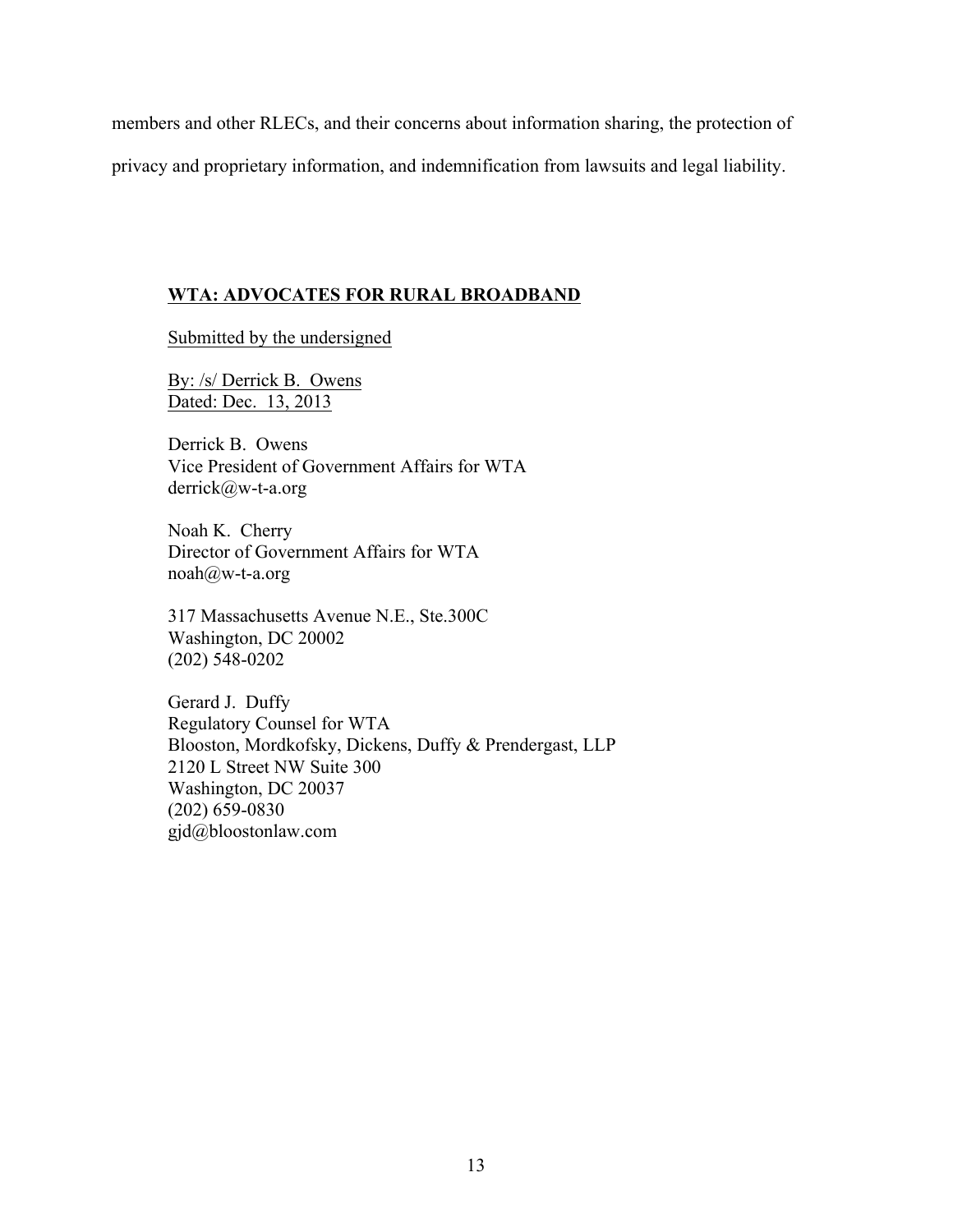members and other RLECs, and their concerns about information sharing, the protection of privacy and proprietary information, and indemnification from lawsuits and legal liability.

**WTA: ADVOCATES FOR RURAL BROADBAND**

Submitted by the undersigned

By: /s/ Derrick B. Owens
Dated: Dec. 13, 2013

Derrick B. Owens
Vice President of Government Affairs for WTA
derrick@w-t-a.org

Noah K. Cherry
Director of Government Affairs for WTA
noah@w-t-a.org

317 Massachusetts Avenue N.E., Ste.300C
Washington, DC 20002
(202) 548-0202

Gerard J. Duffy
Regulatory Counsel for WTA
Blooston, Mordkofsky, Dickens, Duffy & Prendergast, LLP
2120 L Street NW Suite 300
Washington, DC 20037
(202) 659-0830
gjd@bloostonlaw.com